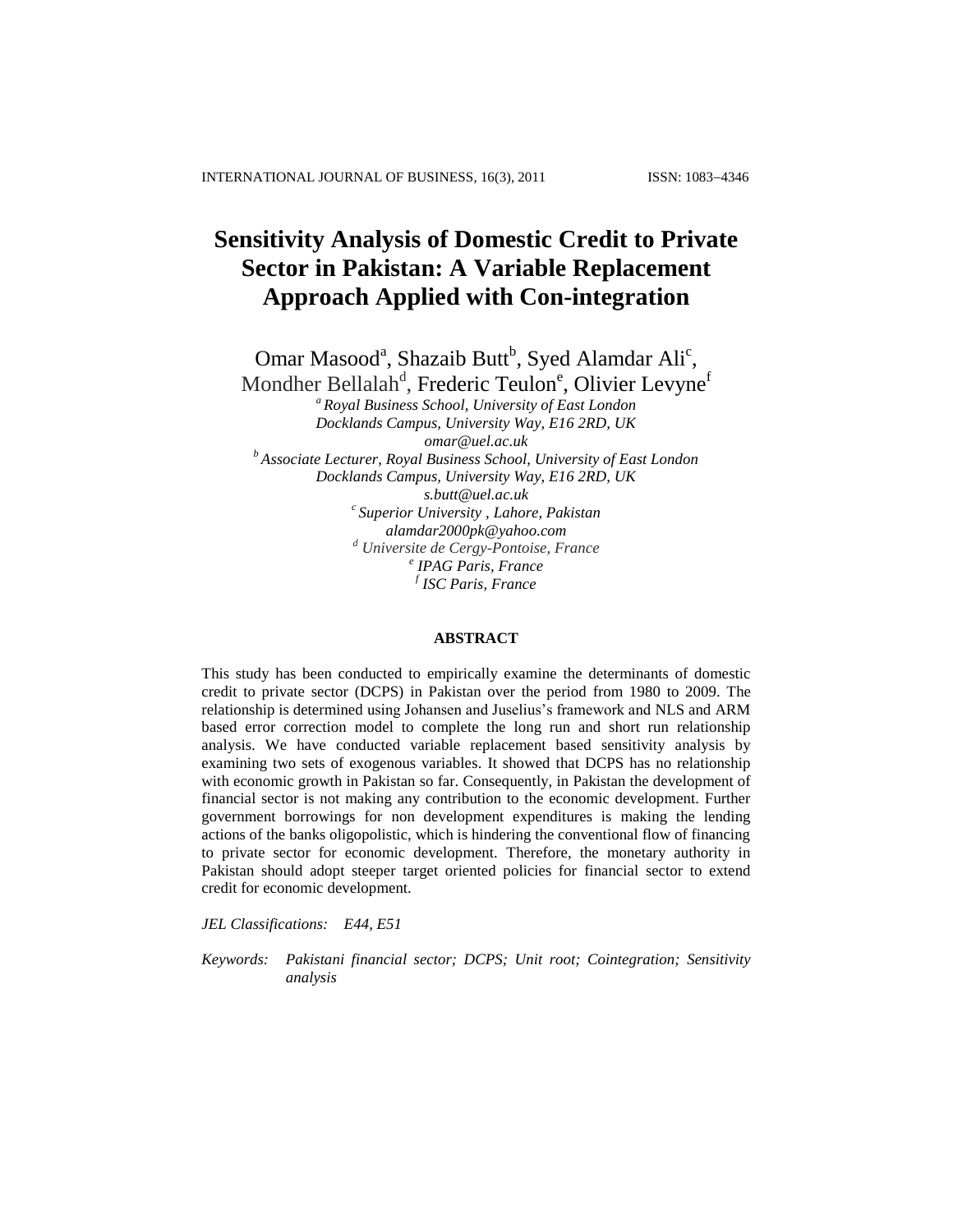# Sensitivity Analysis of Domestic Credit to Private Sector in Pakistan: A Variable Replacement Approach Applied with Con-integration

Omar Masood[a], Shazaib Butt[b], Syed Alamdar Ali[c], Mondher Bellalah[d], Frederic Teulon[e], Olivier Levyne[f]

*[a] Royal Business School, University of East London*
*Docklands Campus, University Way, E16 2RD, UK*
*omar@uel.ac.uk*

*[b] Associate Lecturer, Royal Business School, University of East London*
*Docklands Campus, University Way, E16 2RD, UK*
*s.butt@uel.ac.uk*

*[c] Superior University , Lahore, Pakistan*
*alamdar2000pk@yahoo.com*

*[d] Universite de Cergy-Pontoise, France*

*[e] IPAG Paris, France*

*[f] ISC Paris, France*

## ABSTRACT

This study has been conducted to empirically examine the determinants of domestic credit to private sector (DCPS) in Pakistan over the period from 1980 to 2009. The relationship is determined using Johansen and Juselius's framework and NLS and ARM based error correction model to complete the long run and short run relationship analysis. We have conducted variable replacement based sensitivity analysis by examining two sets of exogenous variables. It showed that DCPS has no relationship with economic growth in Pakistan so far. Consequently, in Pakistan the development of financial sector is not making any contribution to the economic development. Further government borrowings for non development expenditures is making the lending actions of the banks oligopolistic, which is hindering the conventional flow of financing to private sector for economic development. Therefore, the monetary authority in Pakistan should adopt steeper target oriented policies for financial sector to extend credit for economic development.

*JEL Classifications:* *E44, E51*

*Keywords:* *Pakistani financial sector; DCPS; Unit root; Cointegration; Sensitivity analysis*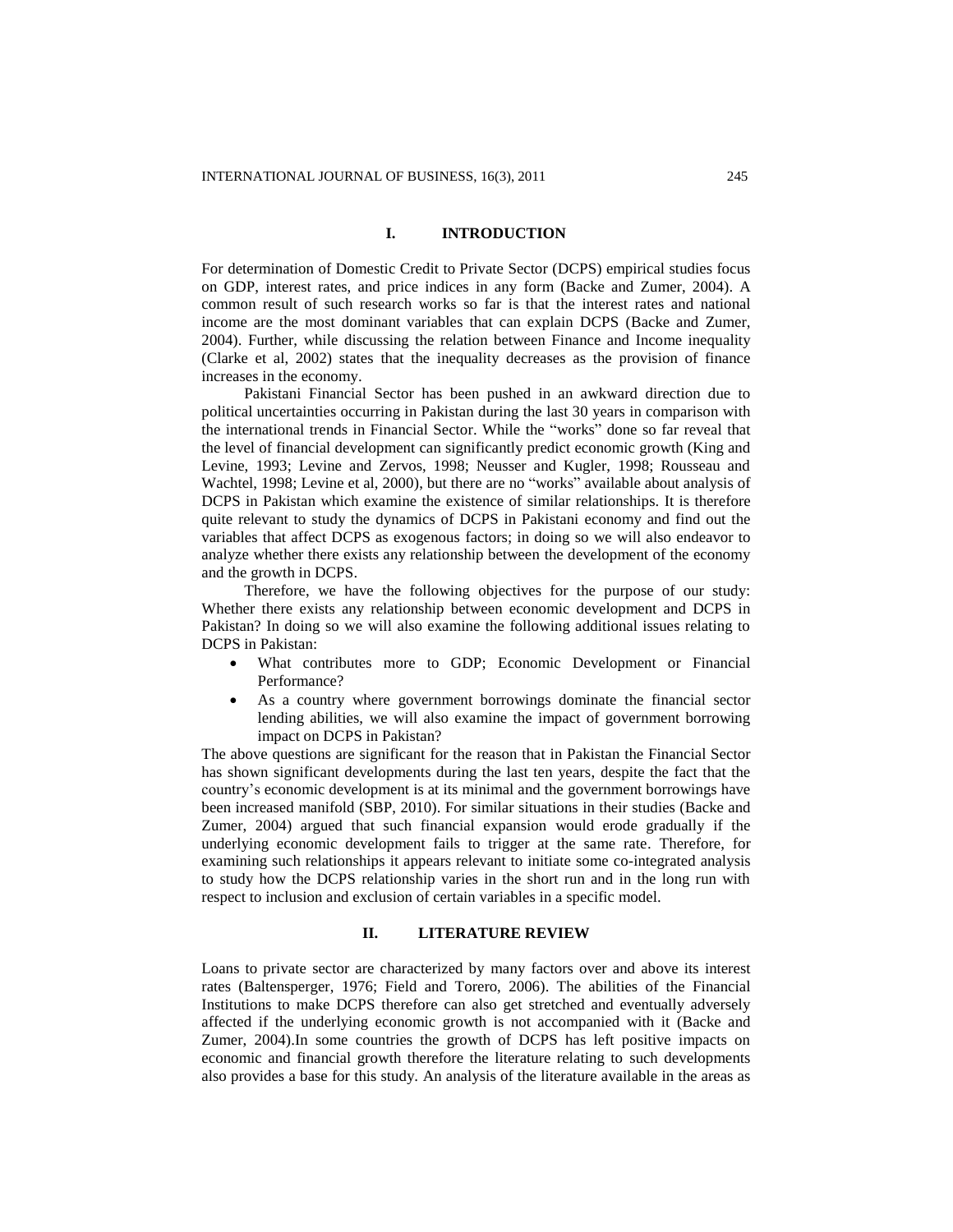## I. INTRODUCTION

For determination of Domestic Credit to Private Sector (DCPS) empirical studies focus on GDP, interest rates, and price indices in any form (Backe and Zumer, 2004). A common result of such research works so far is that the interest rates and national income are the most dominant variables that can explain DCPS (Backe and Zumer, 2004). Further, while discussing the relation between Finance and Income inequality (Clarke et al, 2002) states that the inequality decreases as the provision of finance increases in the economy.

Pakistani Financial Sector has been pushed in an awkward direction due to political uncertainties occurring in Pakistan during the last 30 years in comparison with the international trends in Financial Sector. While the "works" done so far reveal that the level of financial development can significantly predict economic growth (King and Levine, 1993; Levine and Zervos, 1998; Neusser and Kugler, 1998; Rousseau and Wachtel, 1998; Levine et al, 2000), but there are no "works" available about analysis of DCPS in Pakistan which examine the existence of similar relationships. It is therefore quite relevant to study the dynamics of DCPS in Pakistani economy and find out the variables that affect DCPS as exogenous factors; in doing so we will also endeavor to analyze whether there exists any relationship between the development of the economy and the growth in DCPS.

Therefore, we have the following objectives for the purpose of our study: Whether there exists any relationship between economic development and DCPS in Pakistan? In doing so we will also examine the following additional issues relating to DCPS in Pakistan:

- What contributes more to GDP; Economic Development or Financial Performance?
- As a country where government borrowings dominate the financial sector lending abilities, we will also examine the impact of government borrowing impact on DCPS in Pakistan?

The above questions are significant for the reason that in Pakistan the Financial Sector has shown significant developments during the last ten years, despite the fact that the country's economic development is at its minimal and the government borrowings have been increased manifold (SBP, 2010). For similar situations in their studies (Backe and Zumer, 2004) argued that such financial expansion would erode gradually if the underlying economic development fails to trigger at the same rate. Therefore, for examining such relationships it appears relevant to initiate some co-integrated analysis to study how the DCPS relationship varies in the short run and in the long run with respect to inclusion and exclusion of certain variables in a specific model.

## II. LITERATURE REVIEW

Loans to private sector are characterized by many factors over and above its interest rates (Baltensperger, 1976; Field and Torero, 2006). The abilities of the Financial Institutions to make DCPS therefore can also get stretched and eventually adversely affected if the underlying economic growth is not accompanied with it (Backe and Zumer, 2004).In some countries the growth of DCPS has left positive impacts on economic and financial growth therefore the literature relating to such developments also provides a base for this study. An analysis of the literature available in the areas as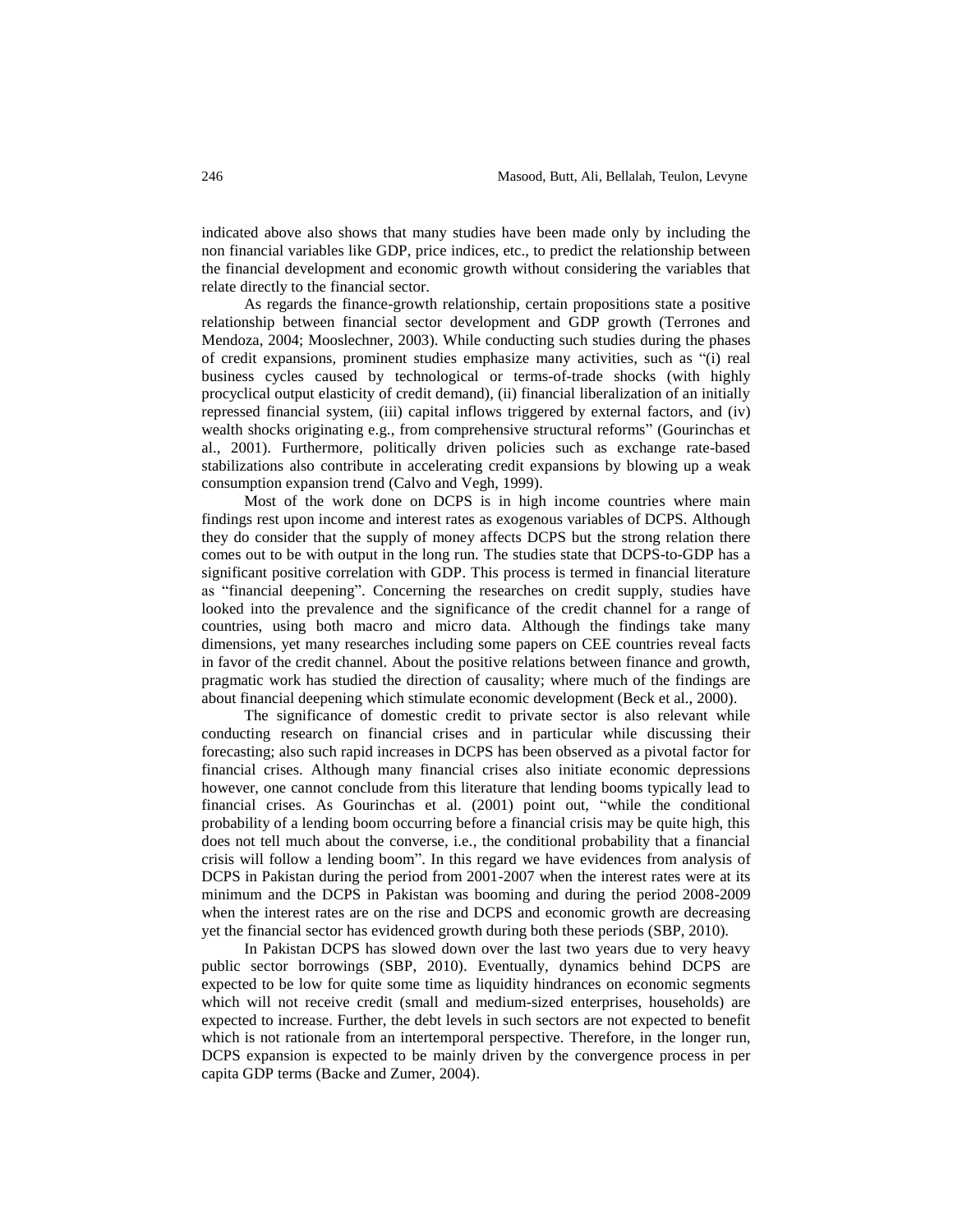indicated above also shows that many studies have been made only by including the non financial variables like GDP, price indices, etc., to predict the relationship between the financial development and economic growth without considering the variables that relate directly to the financial sector.

As regards the finance-growth relationship, certain propositions state a positive relationship between financial sector development and GDP growth (Terrones and Mendoza, 2004; Mooslechner, 2003). While conducting such studies during the phases of credit expansions, prominent studies emphasize many activities, such as "(i) real business cycles caused by technological or terms-of-trade shocks (with highly procyclical output elasticity of credit demand), (ii) financial liberalization of an initially repressed financial system, (iii) capital inflows triggered by external factors, and (iv) wealth shocks originating e.g., from comprehensive structural reforms" (Gourinchas et al., 2001). Furthermore, politically driven policies such as exchange rate-based stabilizations also contribute in accelerating credit expansions by blowing up a weak consumption expansion trend (Calvo and Vegh, 1999).

Most of the work done on DCPS is in high income countries where main findings rest upon income and interest rates as exogenous variables of DCPS. Although they do consider that the supply of money affects DCPS but the strong relation there comes out to be with output in the long run. The studies state that DCPS-to-GDP has a significant positive correlation with GDP. This process is termed in financial literature as "financial deepening". Concerning the researches on credit supply, studies have looked into the prevalence and the significance of the credit channel for a range of countries, using both macro and micro data. Although the findings take many dimensions, yet many researches including some papers on CEE countries reveal facts in favor of the credit channel. About the positive relations between finance and growth, pragmatic work has studied the direction of causality; where much of the findings are about financial deepening which stimulate economic development (Beck et al., 2000).

The significance of domestic credit to private sector is also relevant while conducting research on financial crises and in particular while discussing their forecasting; also such rapid increases in DCPS has been observed as a pivotal factor for financial crises. Although many financial crises also initiate economic depressions however, one cannot conclude from this literature that lending booms typically lead to financial crises. As Gourinchas et al. (2001) point out, "while the conditional probability of a lending boom occurring before a financial crisis may be quite high, this does not tell much about the converse, i.e., the conditional probability that a financial crisis will follow a lending boom". In this regard we have evidences from analysis of DCPS in Pakistan during the period from 2001-2007 when the interest rates were at its minimum and the DCPS in Pakistan was booming and during the period 2008-2009 when the interest rates are on the rise and DCPS and economic growth are decreasing yet the financial sector has evidenced growth during both these periods (SBP, 2010).

In Pakistan DCPS has slowed down over the last two years due to very heavy public sector borrowings (SBP, 2010). Eventually, dynamics behind DCPS are expected to be low for quite some time as liquidity hindrances on economic segments which will not receive credit (small and medium-sized enterprises, households) are expected to increase. Further, the debt levels in such sectors are not expected to benefit which is not rationale from an intertemporal perspective. Therefore, in the longer run, DCPS expansion is expected to be mainly driven by the convergence process in per capita GDP terms (Backe and Zumer, 2004).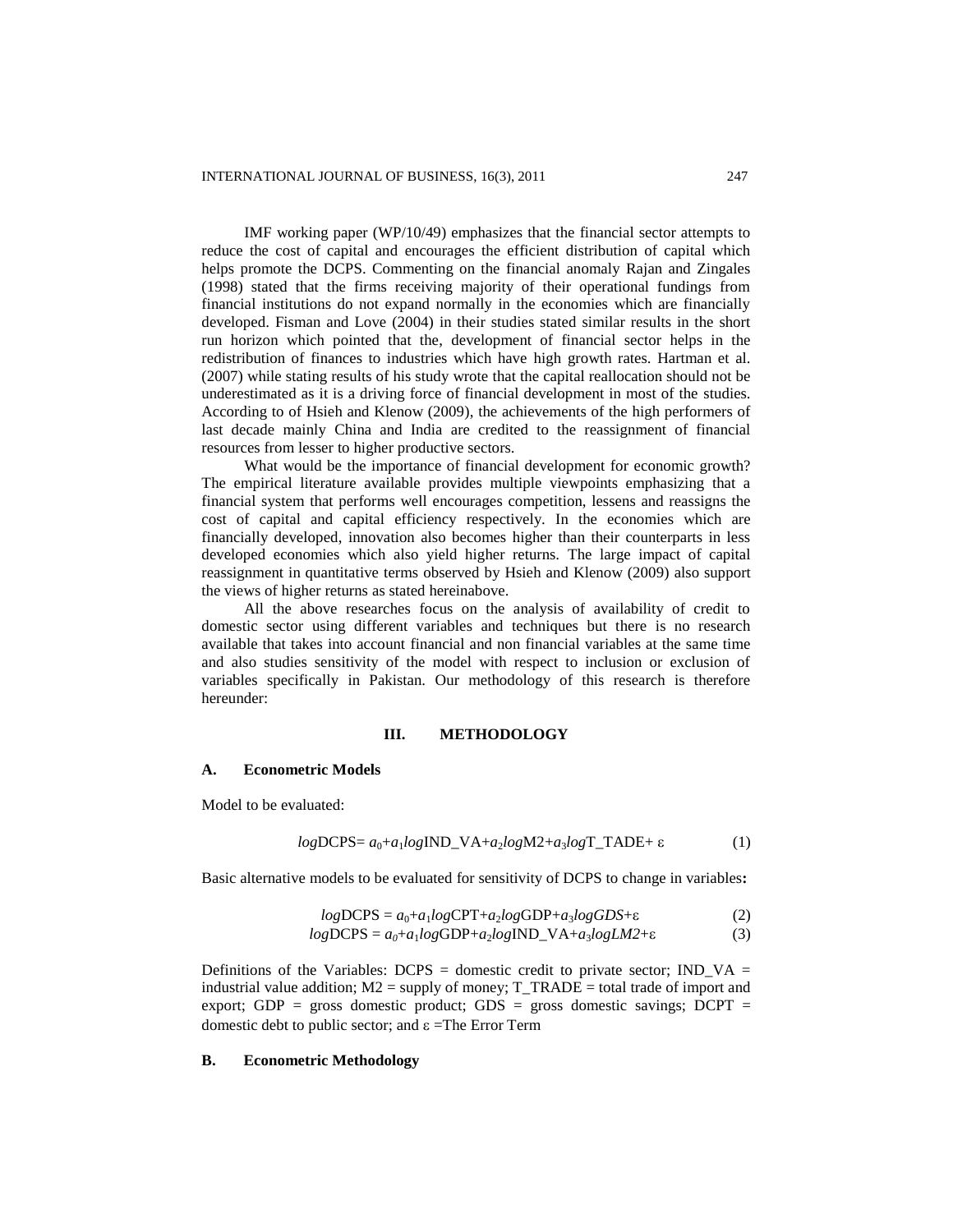IMF working paper (WP/10/49) emphasizes that the financial sector attempts to reduce the cost of capital and encourages the efficient distribution of capital which helps promote the DCPS. Commenting on the financial anomaly Rajan and Zingales (1998) stated that the firms receiving majority of their operational fundings from financial institutions do not expand normally in the economies which are financially developed. Fisman and Love (2004) in their studies stated similar results in the short run horizon which pointed that the, development of financial sector helps in the redistribution of finances to industries which have high growth rates. Hartman et al. (2007) while stating results of his study wrote that the capital reallocation should not be underestimated as it is a driving force of financial development in most of the studies. According to of Hsieh and Klenow (2009), the achievements of the high performers of last decade mainly China and India are credited to the reassignment of financial resources from lesser to higher productive sectors.

What would be the importance of financial development for economic growth? The empirical literature available provides multiple viewpoints emphasizing that a financial system that performs well encourages competition, lessens and reassigns the cost of capital and capital efficiency respectively. In the economies which are financially developed, innovation also becomes higher than their counterparts in less developed economies which also yield higher returns. The large impact of capital reassignment in quantitative terms observed by Hsieh and Klenow (2009) also support the views of higher returns as stated hereinabove.

All the above researches focus on the analysis of availability of credit to domestic sector using different variables and techniques but there is no research available that takes into account financial and non financial variables at the same time and also studies sensitivity of the model with respect to inclusion or exclusion of variables specifically in Pakistan. Our methodology of this research is therefore hereunder:

## III. METHODOLOGY

### A. Econometric Models

Model to be evaluated:

$$log\text{DCPS} = a_0 + a_1 log\text{IND\_VA} + a_2 log\text{M2} + a_3 log\text{T\_TADE} + \varepsilon \quad (1)$$

Basic alternative models to be evaluated for sensitivity of DCPS to change in variables**:**

$$log\text{DCPS} = a_0 + a_1 log\text{CPT} + a_2 log\text{GDP} + a_3 logGDS + \varepsilon \quad (2)$$

$$log\text{DCPS} = a_0 + a_1 log\text{GDP} + a_2 log\text{IND\_VA} + a_3 logLM2 + \varepsilon \quad (3)$$

Definitions of the Variables: DCPS = domestic credit to private sector; IND_VA = industrial value addition; M2 = supply of money; T_TRADE = total trade of import and export; GDP = gross domestic product; GDS = gross domestic savings; DCPT = domestic debt to public sector; and $\varepsilon$ =The Error Term

### B. Econometric Methodology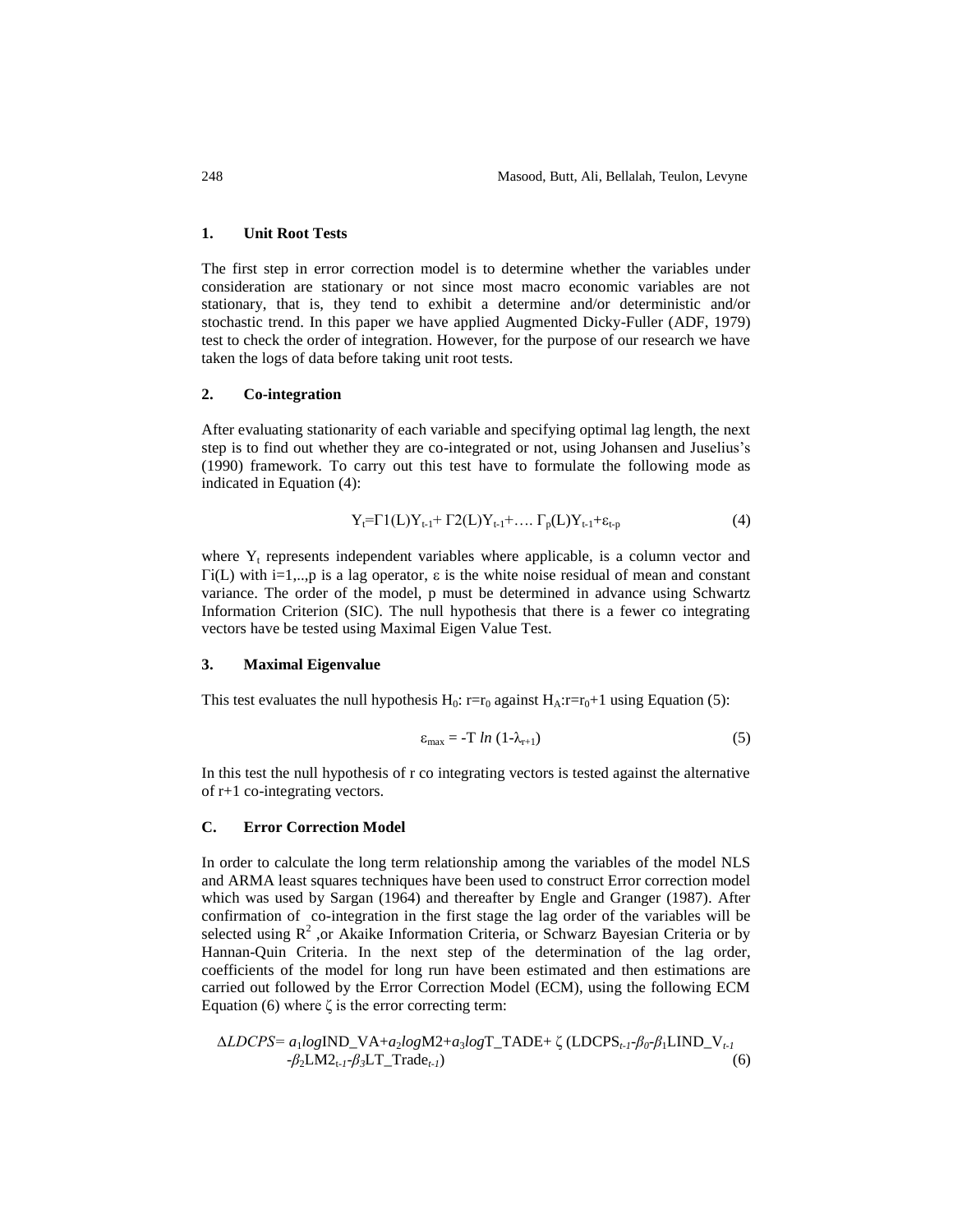#### 1. Unit Root Tests

The first step in error correction model is to determine whether the variables under consideration are stationary or not since most macro economic variables are not stationary, that is, they tend to exhibit a determine and/or deterministic and/or stochastic trend. In this paper we have applied Augmented Dicky-Fuller (ADF, 1979) test to check the order of integration. However, for the purpose of our research we have taken the logs of data before taking unit root tests.

#### 2. Co-integration

After evaluating stationarity of each variable and specifying optimal lag length, the next step is to find out whether they are co-integrated or not, using Johansen and Juselius's (1990) framework. To carry out this test have to formulate the following mode as indicated in Equation (4):

$$Y_t = \Gamma 1(L)Y_{t-1} + \Gamma 2(L)Y_{t-1} + \ldots \Gamma_p(L)Y_{t-1} + \varepsilon_{t-p} \tag{4}$$

where $Y_t$ represents independent variables where applicable, is a column vector and $\Gamma i(L)$ with i=1,..,p is a lag operator, $\varepsilon$ is the white noise residual of mean and constant variance. The order of the model, p must be determined in advance using Schwartz Information Criterion (SIC). The null hypothesis that there is a fewer co integrating vectors have be tested using Maximal Eigen Value Test.

#### 3. Maximal Eigenvalue

This test evaluates the null hypothesis $H_0$: $r=r_0$ against $H_A$:$r=r_0+1$ using Equation (5):

$$\varepsilon_{max} = -T \, ln \, (1-\lambda_{r+1}) \tag{5}$$

In this test the null hypothesis of r co integrating vectors is tested against the alternative of r+1 co-integrating vectors.

### C. Error Correction Model

In order to calculate the long term relationship among the variables of the model NLS and ARMA least squares techniques have been used to construct Error correction model which was used by Sargan (1964) and thereafter by Engle and Granger (1987). After confirmation of co-integration in the first stage the lag order of the variables will be selected using $R^2$ ,or Akaike Information Criteria, or Schwarz Bayesian Criteria or by Hannan-Quin Criteria. In the next step of the determination of the lag order, coefficients of the model for long run have been estimated and then estimations are carried out followed by the Error Correction Model (ECM), using the following ECM Equation (6) where $\zeta$ is the error correcting term:

$$\Delta LDCPS = a_1 log\text{IND\_VA} + a_2 log\text{M2} + a_3 log\text{T\_TADE} + \zeta\,(\text{LDCPS}_{t-1} - \beta_0 - \beta_1 \text{LIND\_V}_{t-1} - \beta_2 \text{LM2}_{t-1} - \beta_3 \text{LT\_Trade}_{t-1}) \tag{6}$$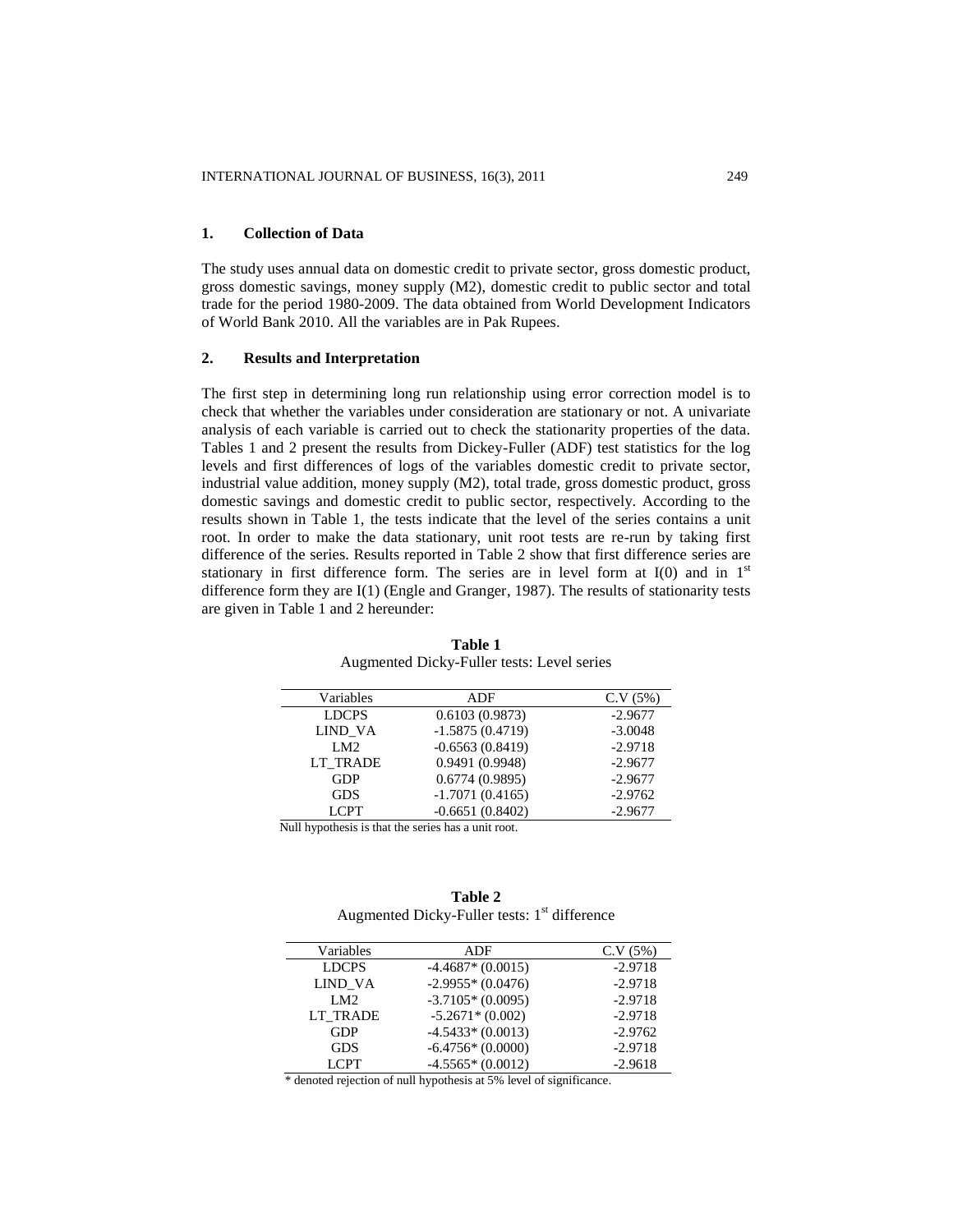## 1. Collection of Data

The study uses annual data on domestic credit to private sector, gross domestic product, gross domestic savings, money supply (M2), domestic credit to public sector and total trade for the period 1980-2009. The data obtained from World Development Indicators of World Bank 2010. All the variables are in Pak Rupees.

## 2. Results and Interpretation

The first step in determining long run relationship using error correction model is to check that whether the variables under consideration are stationary or not. A univariate analysis of each variable is carried out to check the stationarity properties of the data. Tables 1 and 2 present the results from Dickey-Fuller (ADF) test statistics for the log levels and first differences of logs of the variables domestic credit to private sector, industrial value addition, money supply (M2), total trade, gross domestic product, gross domestic savings and domestic credit to public sector, respectively. According to the results shown in Table 1, the tests indicate that the level of the series contains a unit root. In order to make the data stationary, unit root tests are re-run by taking first difference of the series. Results reported in Table 2 show that first difference series are stationary in first difference form. The series are in level form at I(0) and in 1st difference form they are I(1) (Engle and Granger, 1987). The results of stationarity tests are given in Table 1 and 2 hereunder:

**Table 1**
Augmented Dicky-Fuller tests: Level series

| Variables | ADF | C.V (5%) |
|---|---|---|
| LDCPS | 0.6103 (0.9873) | -2.9677 |
| LIND_VA | -1.5875 (0.4719) | -3.0048 |
| LM2 | -0.6563 (0.8419) | -2.9718 |
| LT_TRADE | 0.9491 (0.9948) | -2.9677 |
| GDP | 0.6774 (0.9895) | -2.9677 |
| GDS | -1.7071 (0.4165) | -2.9762 |
| LCPT | -0.6651 (0.8402) | -2.9677 |

Null hypothesis is that the series has a unit root.

**Table 2**
Augmented Dicky-Fuller tests: 1st difference

| Variables | ADF | C.V (5%) |
|---|---|---|
| LDCPS | -4.4687* (0.0015) | -2.9718 |
| LIND_VA | -2.9955* (0.0476) | -2.9718 |
| LM2 | -3.7105* (0.0095) | -2.9718 |
| LT_TRADE | -5.2671* (0.002) | -2.9718 |
| GDP | -4.5433* (0.0013) | -2.9762 |
| GDS | -6.4756* (0.0000) | -2.9718 |
| LCPT | -4.5565* (0.0012) | -2.9618 |

* denoted rejection of null hypothesis at 5% level of significance.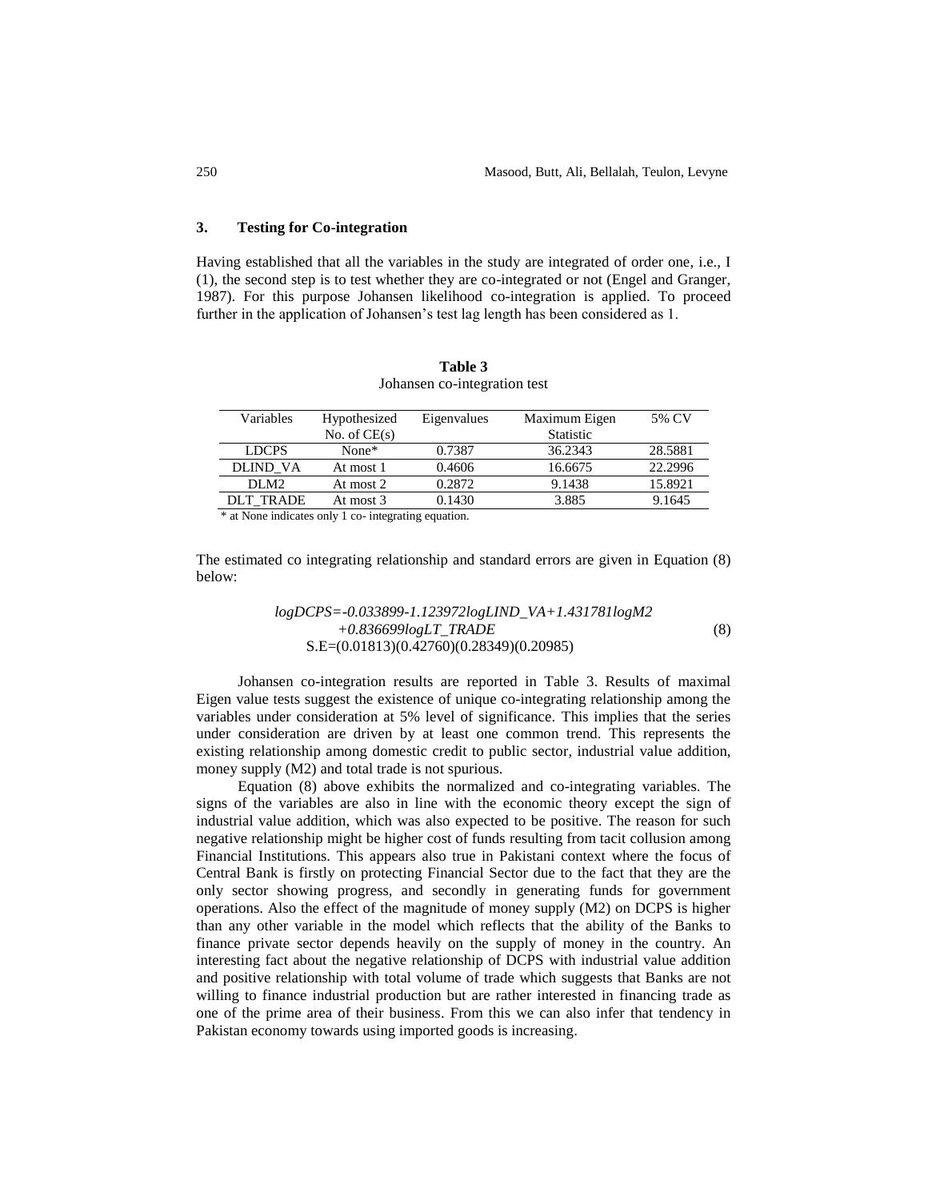### 3. Testing for Co-integration

Having established that all the variables in the study are integrated of order one, i.e., I (1), the second step is to test whether they are co-integrated or not (Engel and Granger, 1987). For this purpose Johansen likelihood co-integration is applied. To proceed further in the application of Johansen's test lag length has been considered as 1.

**Table 3**
Johansen co-integration test

| Variables | Hypothesized No. of CE(s) | Eigenvalues | Maximum Eigen Statistic | 5% CV |
|---|---|---|---|---|
| LDCPS | None* | 0.7387 | 36.2343 | 28.5881 |
| DLIND_VA | At most 1 | 0.4606 | 16.6675 | 22.2996 |
| DLM2 | At most 2 | 0.2872 | 9.1438 | 15.8921 |
| DLT_TRADE | At most 3 | 0.1430 | 3.885 | 9.1645 |

\* at None indicates only 1 co- integrating equation.

The estimated co integrating relationship and standard errors are given in Equation (8) below:

$$logDCPS=-0.033899-1.123972logLIND\_VA+1.431781logM2 +0.836699logLT\_TRADE \tag{8}$$
$$S.E=(0.01813)(0.42760)(0.28349)(0.20985)$$

Johansen co-integration results are reported in Table 3. Results of maximal Eigen value tests suggest the existence of unique co-integrating relationship among the variables under consideration at 5% level of significance. This implies that the series under consideration are driven by at least one common trend. This represents the existing relationship among domestic credit to public sector, industrial value addition, money supply (M2) and total trade is not spurious.

Equation (8) above exhibits the normalized and co-integrating variables. The signs of the variables are also in line with the economic theory except the sign of industrial value addition, which was also expected to be positive. The reason for such negative relationship might be higher cost of funds resulting from tacit collusion among Financial Institutions. This appears also true in Pakistani context where the focus of Central Bank is firstly on protecting Financial Sector due to the fact that they are the only sector showing progress, and secondly in generating funds for government operations. Also the effect of the magnitude of money supply (M2) on DCPS is higher than any other variable in the model which reflects that the ability of the Banks to finance private sector depends heavily on the supply of money in the country. An interesting fact about the negative relationship of DCPS with industrial value addition and positive relationship with total volume of trade which suggests that Banks are not willing to finance industrial production but are rather interested in financing trade as one of the prime area of their business. From this we can also infer that tendency in Pakistan economy towards using imported goods is increasing.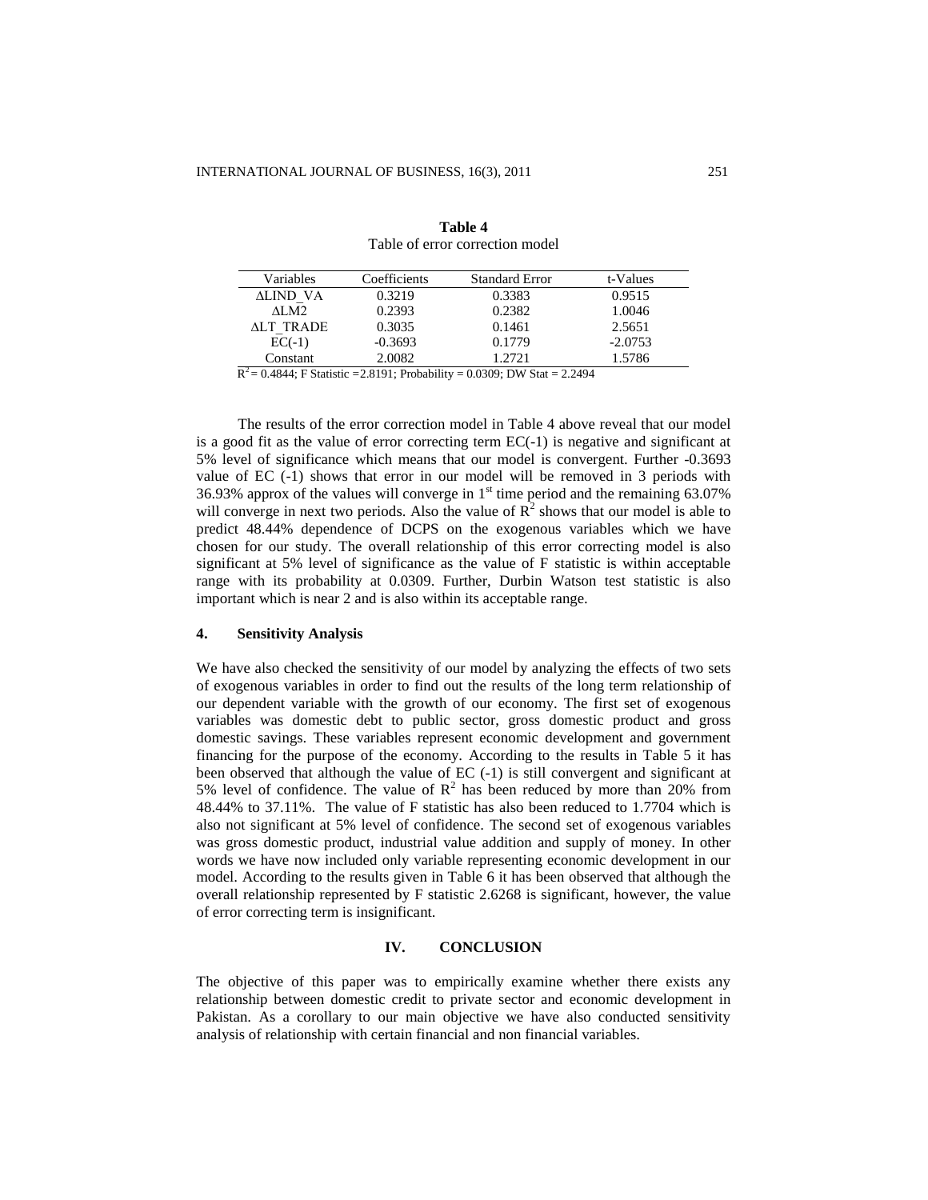**Table 4**
Table of error correction model

| Variables | Coefficients | Standard Error | t-Values |
|---|---|---|---|
| ΔLIND_VA | 0.3219 | 0.3383 | 0.9515 |
| ΔLM2 | 0.2393 | 0.2382 | 1.0046 |
| ΔLT_TRADE | 0.3035 | 0.1461 | 2.5651 |
| EC(-1) | -0.3693 | 0.1779 | -2.0753 |
| Constant | 2.0082 | 1.2721 | 1.5786 |

$R^2 = 0.4844$; F Statistic =2.8191; Probability = 0.0309; DW Stat = 2.2494

The results of the error correction model in Table 4 above reveal that our model is a good fit as the value of error correcting term EC(-1) is negative and significant at 5% level of significance which means that our model is convergent. Further -0.3693 value of EC (-1) shows that error in our model will be removed in 3 periods with 36.93% approx of the values will converge in 1st time period and the remaining 63.07% will converge in next two periods. Also the value of $R^2$ shows that our model is able to predict 48.44% dependence of DCPS on the exogenous variables which we have chosen for our study. The overall relationship of this error correcting model is also significant at 5% level of significance as the value of F statistic is within acceptable range with its probability at 0.0309. Further, Durbin Watson test statistic is also important which is near 2 and is also within its acceptable range.

### 4. Sensitivity Analysis

We have also checked the sensitivity of our model by analyzing the effects of two sets of exogenous variables in order to find out the results of the long term relationship of our dependent variable with the growth of our economy. The first set of exogenous variables was domestic debt to public sector, gross domestic product and gross domestic savings. These variables represent economic development and government financing for the purpose of the economy. According to the results in Table 5 it has been observed that although the value of EC (-1) is still convergent and significant at 5% level of confidence. The value of $R^2$ has been reduced by more than 20% from 48.44% to 37.11%. The value of F statistic has also been reduced to 1.7704 which is also not significant at 5% level of confidence. The second set of exogenous variables was gross domestic product, industrial value addition and supply of money. In other words we have now included only variable representing economic development in our model. According to the results given in Table 6 it has been observed that although the overall relationship represented by F statistic 2.6268 is significant, however, the value of error correcting term is insignificant.

## IV. CONCLUSION

The objective of this paper was to empirically examine whether there exists any relationship between domestic credit to private sector and economic development in Pakistan. As a corollary to our main objective we have also conducted sensitivity analysis of relationship with certain financial and non financial variables.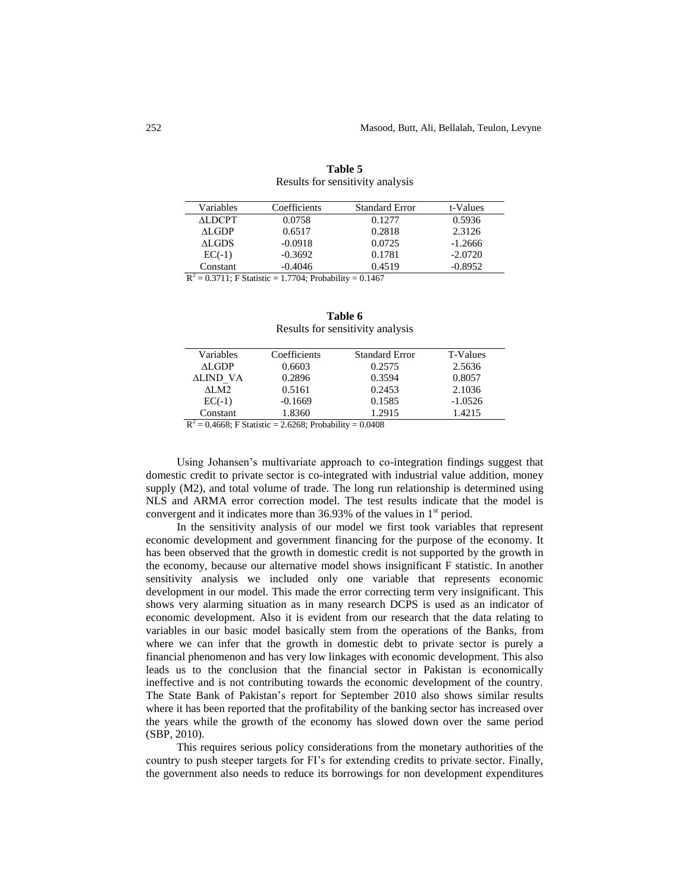**Table 5**
Results for sensitivity analysis

| Variables | Coefficients | Standard Error | t-Values |
|---|---|---|---|
| ΔLDCPT | 0.0758 | 0.1277 | 0.5936 |
| ΔLGDP | 0.6517 | 0.2818 | 2.3126 |
| ΔLGDS | -0.0918 | 0.0725 | -1.2666 |
| EC(-1) | -0.3692 | 0.1781 | -2.0720 |
| Constant | -0.4046 | 0.4519 | -0.8952 |

$R^2$ = 0.3711; F Statistic = 1.7704; Probability = 0.1467

**Table 6**
Results for sensitivity analysis

| Variables | Coefficients | Standard Error | T-Values |
|---|---|---|---|
| ΔLGDP | 0.6603 | 0.2575 | 2.5636 |
| ΔLIND_VA | 0.2896 | 0.3594 | 0.8057 |
| ΔLM2 | 0.5161 | 0.2453 | 2.1036 |
| EC(-1) | -0.1669 | 0.1585 | -1.0526 |
| Constant | 1.8360 | 1.2915 | 1.4215 |

$R^2$ = 0.4668; F Statistic = 2.6268; Probability = 0.0408

Using Johansen's multivariate approach to co-integration findings suggest that domestic credit to private sector is co-integrated with industrial value addition, money supply (M2), and total volume of trade. The long run relationship is determined using NLS and ARMA error correction model. The test results indicate that the model is convergent and it indicates more than 36.93% of the values in 1st period.

In the sensitivity analysis of our model we first took variables that represent economic development and government financing for the purpose of the economy. It has been observed that the growth in domestic credit is not supported by the growth in the economy, because our alternative model shows insignificant F statistic. In another sensitivity analysis we included only one variable that represents economic development in our model. This made the error correcting term very insignificant. This shows very alarming situation as in many research DCPS is used as an indicator of economic development. Also it is evident from our research that the data relating to variables in our basic model basically stem from the operations of the Banks, from where we can infer that the growth in domestic debt to private sector is purely a financial phenomenon and has very low linkages with economic development. This also leads us to the conclusion that the financial sector in Pakistan is economically ineffective and is not contributing towards the economic development of the country. The State Bank of Pakistan's report for September 2010 also shows similar results where it has been reported that the profitability of the banking sector has increased over the years while the growth of the economy has slowed down over the same period (SBP, 2010).

This requires serious policy considerations from the monetary authorities of the country to push steeper targets for FI's for extending credits to private sector. Finally, the government also needs to reduce its borrowings for non development expenditures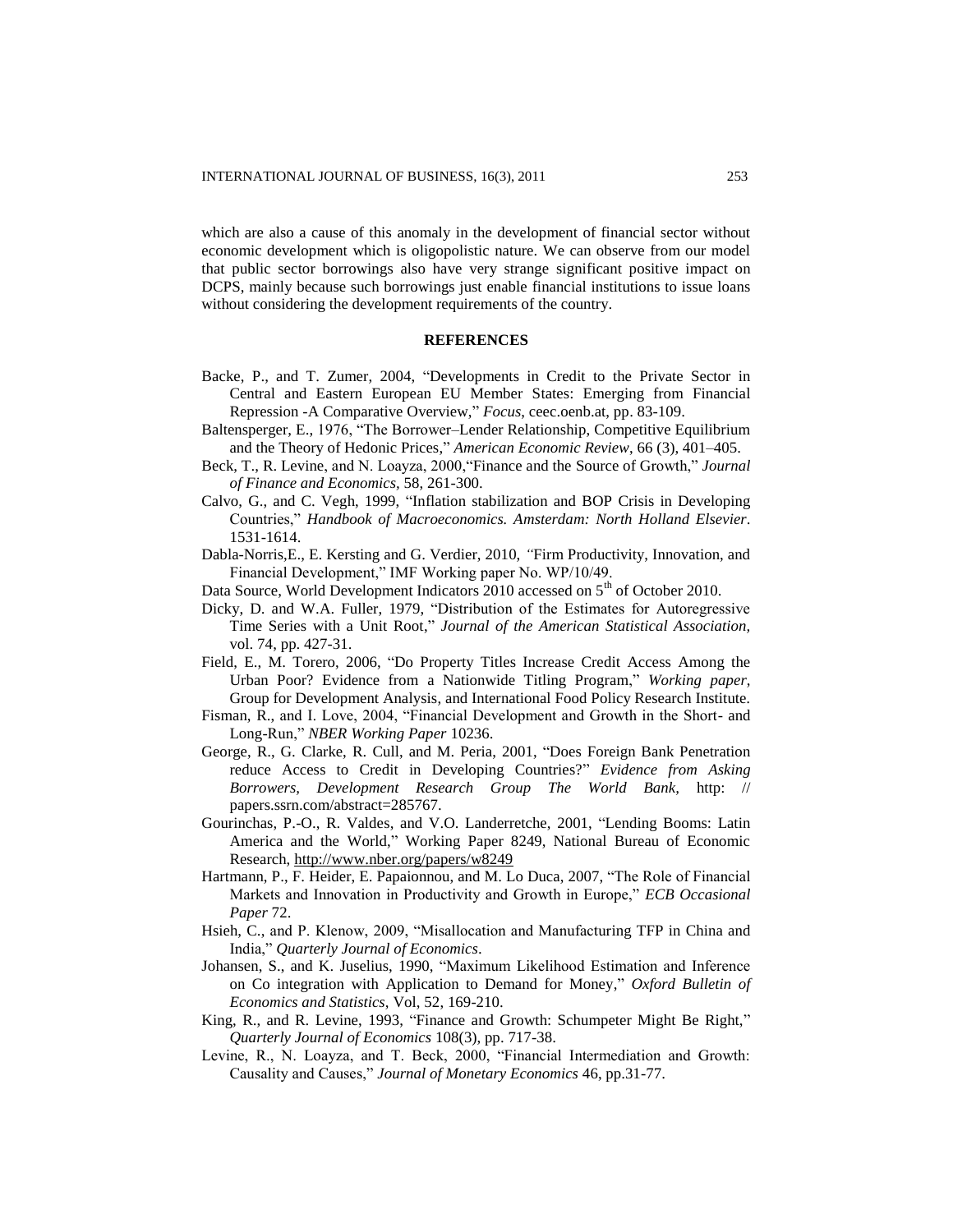which are also a cause of this anomaly in the development of financial sector without economic development which is oligopolistic nature. We can observe from our model that public sector borrowings also have very strange significant positive impact on DCPS, mainly because such borrowings just enable financial institutions to issue loans without considering the development requirements of the country.

## REFERENCES

Backe, P., and T. Zumer, 2004, "Developments in Credit to the Private Sector in Central and Eastern European EU Member States: Emerging from Financial Repression -A Comparative Overview," *Focus*, ceec.oenb.at, pp. 83-109.

Baltensperger, E., 1976, "The Borrower–Lender Relationship, Competitive Equilibrium and the Theory of Hedonic Prices," *American Economic Review*, 66 (3), 401–405.

Beck, T., R. Levine, and N. Loayza, 2000,"Finance and the Source of Growth," *Journal of Finance and Economics,* 58, 261-300.

Calvo, G., and C. Vegh, 1999, "Inflation stabilization and BOP Crisis in Developing Countries," *Handbook of Macroeconomics. Amsterdam: North Holland Elsevier*. 1531-1614.

Dabla-Norris,E., E. Kersting and G. Verdier, 2010, "Firm Productivity, Innovation, and Financial Development," IMF Working paper No. WP/10/49.

Data Source, World Development Indicators 2010 accessed on 5th of October 2010.

Dicky, D. and W.A. Fuller, 1979, "Distribution of the Estimates for Autoregressive Time Series with a Unit Root," *Journal of the American Statistical Association*, vol. 74, pp. 427-31.

Field, E., M. Torero, 2006, "Do Property Titles Increase Credit Access Among the Urban Poor? Evidence from a Nationwide Titling Program," *Working paper*, Group for Development Analysis, and International Food Policy Research Institute.

Fisman, R., and I. Love, 2004, "Financial Development and Growth in the Short- and Long-Run," *NBER Working Paper* 10236.

George, R., G. Clarke, R. Cull, and M. Peria, 2001, "Does Foreign Bank Penetration reduce Access to Credit in Developing Countries?" *Evidence from Asking Borrowers, Development Research Group The World Bank*, http: // papers.ssrn.com/abstract=285767.

Gourinchas, P.-O., R. Valdes, and V.O. Landerretche, 2001, "Lending Booms: Latin America and the World," Working Paper 8249, National Bureau of Economic Research, http://www.nber.org/papers/w8249

Hartmann, P., F. Heider, E. Papaionnou, and M. Lo Duca, 2007, "The Role of Financial Markets and Innovation in Productivity and Growth in Europe," *ECB Occasional Paper* 72.

Hsieh, C., and P. Klenow, 2009, "Misallocation and Manufacturing TFP in China and India," *Quarterly Journal of Economics*.

Johansen, S., and K. Juselius, 1990, "Maximum Likelihood Estimation and Inference on Co integration with Application to Demand for Money," *Oxford Bulletin of Economics and Statistics*, Vol, 52, 169-210.

King, R., and R. Levine, 1993, "Finance and Growth: Schumpeter Might Be Right," *Quarterly Journal of Economics* 108(3), pp. 717-38.

Levine, R., N. Loayza, and T. Beck, 2000, "Financial Intermediation and Growth: Causality and Causes," *Journal of Monetary Economics* 46, pp.31-77.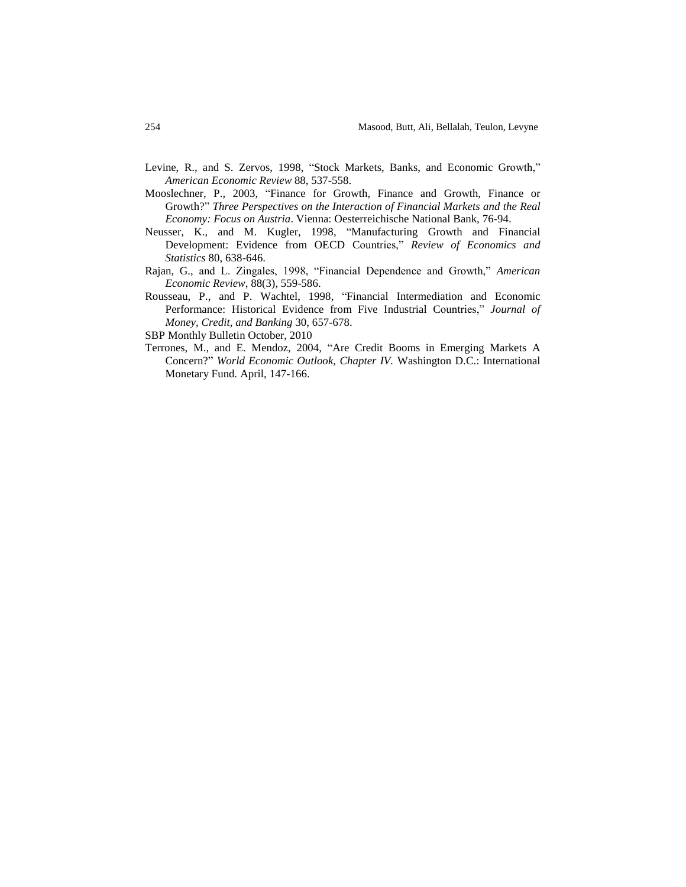Levine, R., and S. Zervos, 1998, "Stock Markets, Banks, and Economic Growth," *American Economic Review* 88, 537-558.

Mooslechner, P., 2003, "Finance for Growth, Finance and Growth, Finance or Growth?" *Three Perspectives on the Interaction of Financial Markets and the Real Economy: Focus on Austria*. Vienna: Oesterreichische National Bank, 76-94.

Neusser, K., and M. Kugler, 1998, "Manufacturing Growth and Financial Development: Evidence from OECD Countries," *Review of Economics and Statistics* 80, 638-646.

Rajan, G., and L. Zingales, 1998, "Financial Dependence and Growth," *American Economic Review*, 88(3), 559-586.

Rousseau, P., and P. Wachtel, 1998, "Financial Intermediation and Economic Performance: Historical Evidence from Five Industrial Countries," *Journal of Money, Credit, and Banking* 30, 657-678.

SBP Monthly Bulletin October, 2010

Terrones, M., and E. Mendoz, 2004, "Are Credit Booms in Emerging Markets A Concern?" *World Economic Outlook, Chapter IV*. Washington D.C.: International Monetary Fund. April, 147-166.